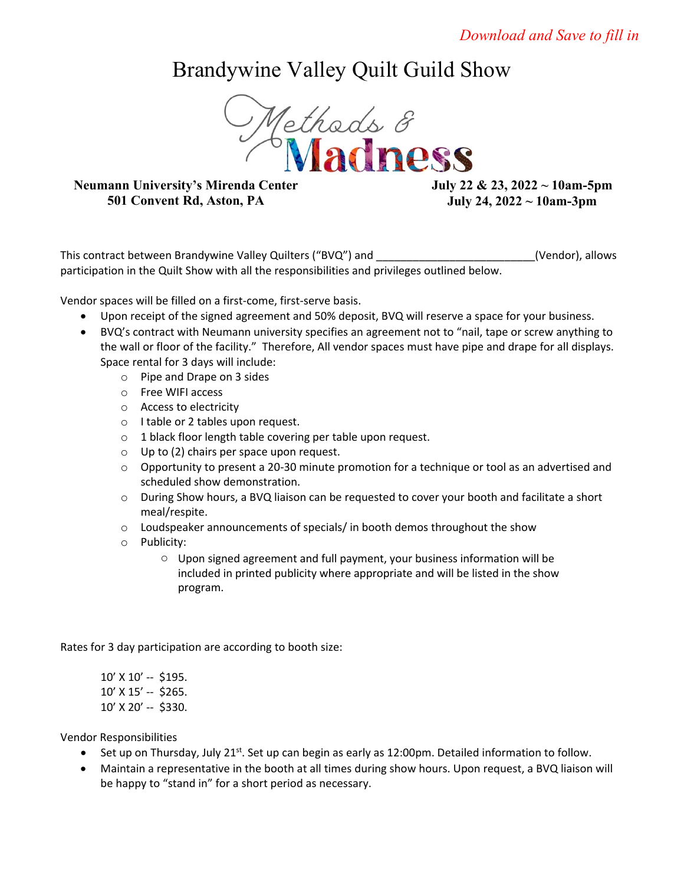*Download and Save to fill in*

# Brandywine Valley Quilt Guild Show

## Methods & Madness

**Neumann University's Mirenda Center**
**501 Convent Rd, Aston, PA**

**July 22 & 23, 2022 ~ 10am-5pm**
**July 24, 2022 ~ 10am-3pm**

This contract between Brandywine Valley Quilters ("BVQ") and _________________________(Vendor), allows participation in the Quilt Show with all the responsibilities and privileges outlined below.

Vendor spaces will be filled on a first-come, first-serve basis.

- Upon receipt of the signed agreement and 50% deposit, BVQ will reserve a space for your business.
- BVQ's contract with Neumann university specifies an agreement not to "nail, tape or screw anything to the wall or floor of the facility." Therefore, All vendor spaces must have pipe and drape for all displays. Space rental for 3 days will include:
  - Pipe and Drape on 3 sides
  - Free WIFI access
  - Access to electricity
  - I table or 2 tables upon request.
  - 1 black floor length table covering per table upon request.
  - Up to (2) chairs per space upon request.
  - Opportunity to present a 20-30 minute promotion for a technique or tool as an advertised and scheduled show demonstration.
  - During Show hours, a BVQ liaison can be requested to cover your booth and facilitate a short meal/respite.
  - Loudspeaker announcements of specials/ in booth demos throughout the show
  - Publicity:
    - Upon signed agreement and full payment, your business information will be included in printed publicity where appropriate and will be listed in the show program.

Rates for 3 day participation are according to booth size:

10' X 10' -- $195.
10' X 15' -- $265.
10' X 20' -- $330.

Vendor Responsibilities

- Set up on Thursday, July 21st. Set up can begin as early as 12:00pm. Detailed information to follow.
- Maintain a representative in the booth at all times during show hours. Upon request, a BVQ liaison will be happy to "stand in" for a short period as necessary.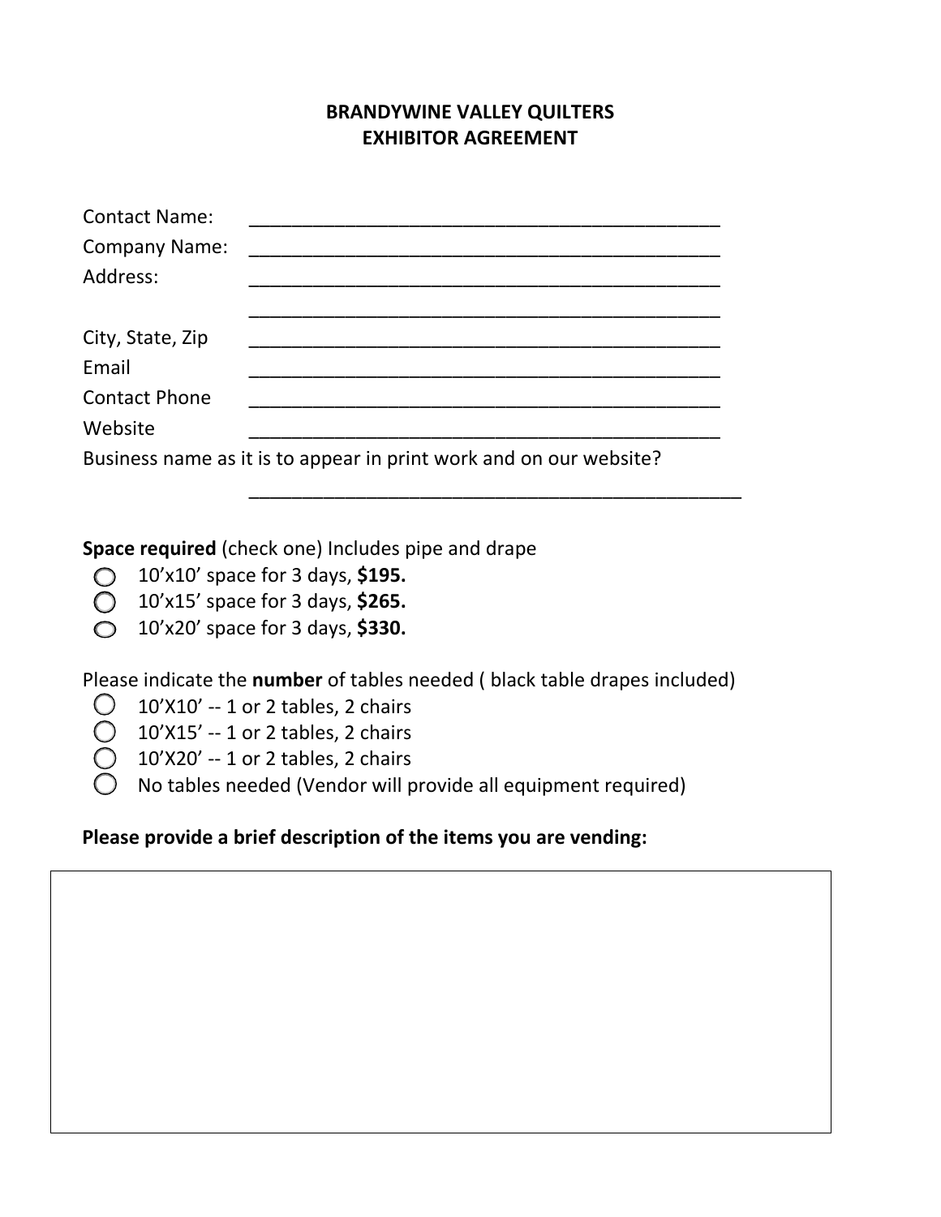# BRANDYWINE VALLEY QUILTERS
# EXHIBITOR AGREEMENT

Contact Name: _______________________________________________

Company Name: _______________________________________________

Address: _______________________________________________

_______________________________________________

City, State, Zip _______________________________________________

Email _______________________________________________

Contact Phone _______________________________________________

Website _______________________________________________

Business name as it is to appear in print work and on our website?

_______________________________________________

**Space required** (check one) Includes pipe and drape

- ○ 10'x10' space for 3 days, **$195.**
- ○ 10'x15' space for 3 days, **$265.**
- ○ 10'x20' space for 3 days, **$330.**

Please indicate the **number** of tables needed ( black table drapes included)

- ○ 10'X10' -- 1 or 2 tables, 2 chairs
- ○ 10'X15' -- 1 or 2 tables, 2 chairs
- ○ 10'X20' -- 1 or 2 tables, 2 chairs
- ○ No tables needed (Vendor will provide all equipment required)

**Please provide a brief description of the items you are vending:**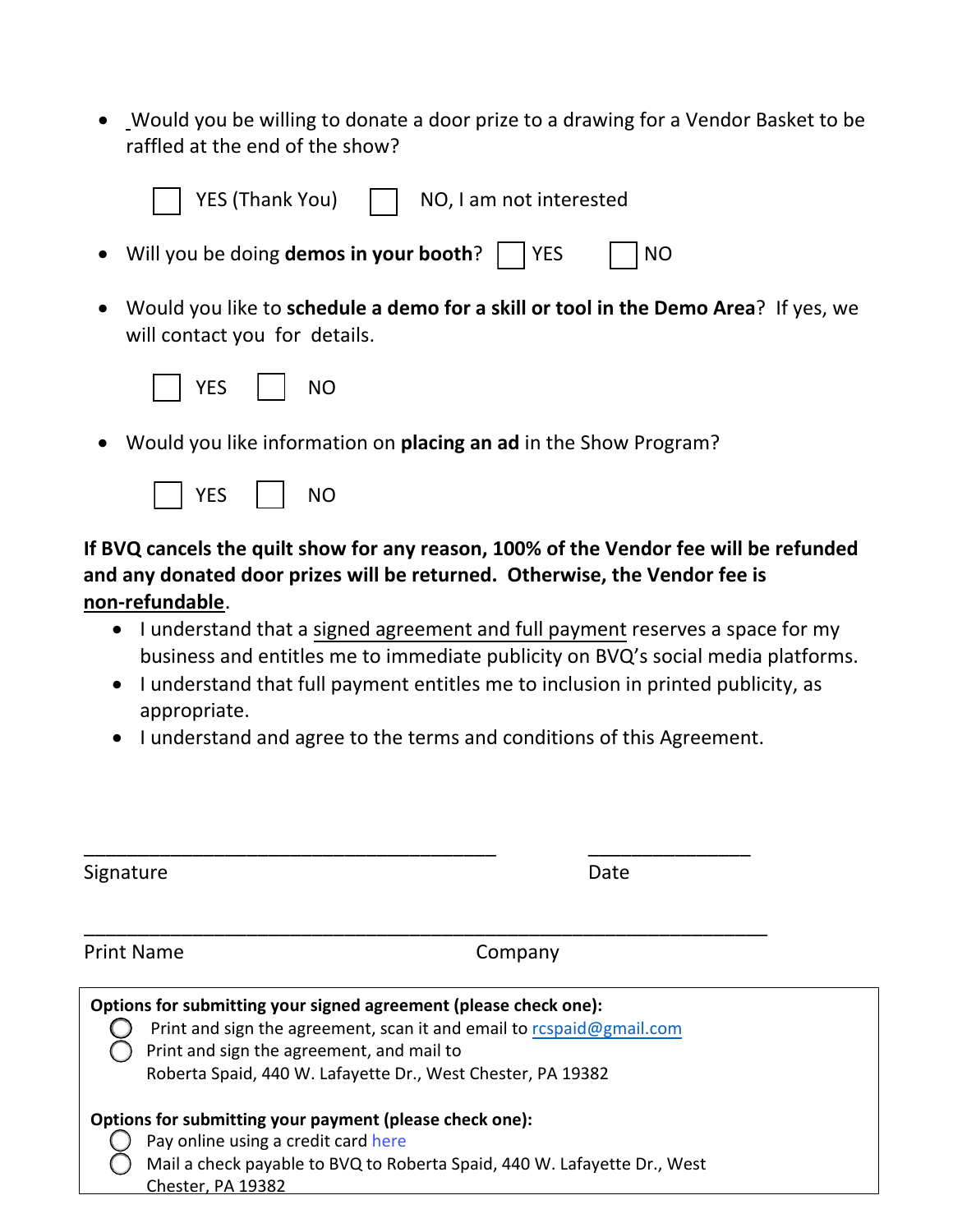- Would you be willing to donate a door prize to a drawing for a Vendor Basket to be raffled at the end of the show?

  ☐ YES (Thank You) ☐ NO, I am not interested

- Will you be doing **demos in your booth**? ☐ YES ☐ NO

- Would you like to **schedule a demo for a skill or tool in the Demo Area**? If yes, we will contact you for details.

  ☐ YES ☐ NO

- Would you like information on **placing an ad** in the Show Program?

  ☐ YES ☐ NO

**If BVQ cancels the quilt show for any reason, 100% of the Vendor fee will be refunded and any donated door prizes will be returned. Otherwise, the Vendor fee is <u>non-refundable</u>**.

- I understand that a <u>signed agreement and full payment</u> reserves a space for my business and entitles me to immediate publicity on BVQ's social media platforms.
- I understand that full payment entitles me to inclusion in printed publicity, as appropriate.
- I understand and agree to the terms and conditions of this Agreement.

\_\_\_\_\_\_\_\_\_\_\_\_\_\_\_\_\_\_\_\_\_\_\_\_\_\_\_\_\_\_\_\_\_\_\_\_\_\_\_ \_\_\_\_\_\_\_\_\_\_\_\_\_\_\_\_

Signature Date

\_\_\_\_\_\_\_\_\_\_\_\_\_\_\_\_\_\_\_\_\_\_\_\_\_\_\_\_\_\_\_\_\_\_\_\_\_\_\_\_\_\_\_\_\_\_\_\_\_\_\_\_\_\_\_\_\_\_\_\_\_\_\_

Print Name Company

**Options for submitting your signed agreement (please check one):**

- ○ Print and sign the agreement, scan it and email to rcspaid@gmail.com
- ○ Print and sign the agreement, and mail to Roberta Spaid, 440 W. Lafayette Dr., West Chester, PA 19382

**Options for submitting your payment (please check one):**

- ○ Pay online using a credit card here
- ○ Mail a check payable to BVQ to Roberta Spaid, 440 W. Lafayette Dr., West Chester, PA 19382